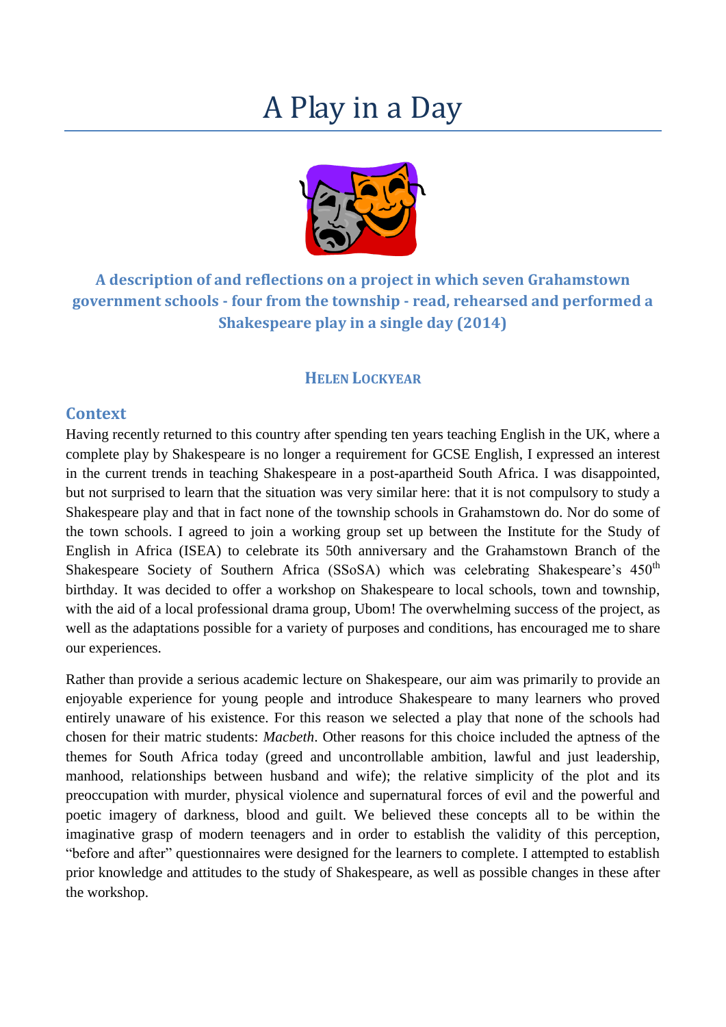# A Play in a Day

**A description of and reflections on a project in which seven Grahamstown government schools - four from the township - read, rehearsed and performed a Shakespeare play in a single day (2014)**

**HELEN LOCKYEAR**

## Context

Having recently returned to this country after spending ten years teaching English in the UK, where a complete play by Shakespeare is no longer a requirement for GCSE English, I expressed an interest in the current trends in teaching Shakespeare in a post-apartheid South Africa. I was disappointed, but not surprised to learn that the situation was very similar here: that it is not compulsory to study a Shakespeare play and that in fact none of the township schools in Grahamstown do. Nor do some of the town schools. I agreed to join a working group set up between the Institute for the Study of English in Africa (ISEA) to celebrate its 50th anniversary and the Grahamstown Branch of the Shakespeare Society of Southern Africa (SSoSA) which was celebrating Shakespeare's 450th birthday. It was decided to offer a workshop on Shakespeare to local schools, town and township, with the aid of a local professional drama group, Ubom! The overwhelming success of the project, as well as the adaptations possible for a variety of purposes and conditions, has encouraged me to share our experiences.

Rather than provide a serious academic lecture on Shakespeare, our aim was primarily to provide an enjoyable experience for young people and introduce Shakespeare to many learners who proved entirely unaware of his existence. For this reason we selected a play that none of the schools had chosen for their matric students: *Macbeth*. Other reasons for this choice included the aptness of the themes for South Africa today (greed and uncontrollable ambition, lawful and just leadership, manhood, relationships between husband and wife); the relative simplicity of the plot and its preoccupation with murder, physical violence and supernatural forces of evil and the powerful and poetic imagery of darkness, blood and guilt. We believed these concepts all to be within the imaginative grasp of modern teenagers and in order to establish the validity of this perception, "before and after" questionnaires were designed for the learners to complete. I attempted to establish prior knowledge and attitudes to the study of Shakespeare, as well as possible changes in these after the workshop.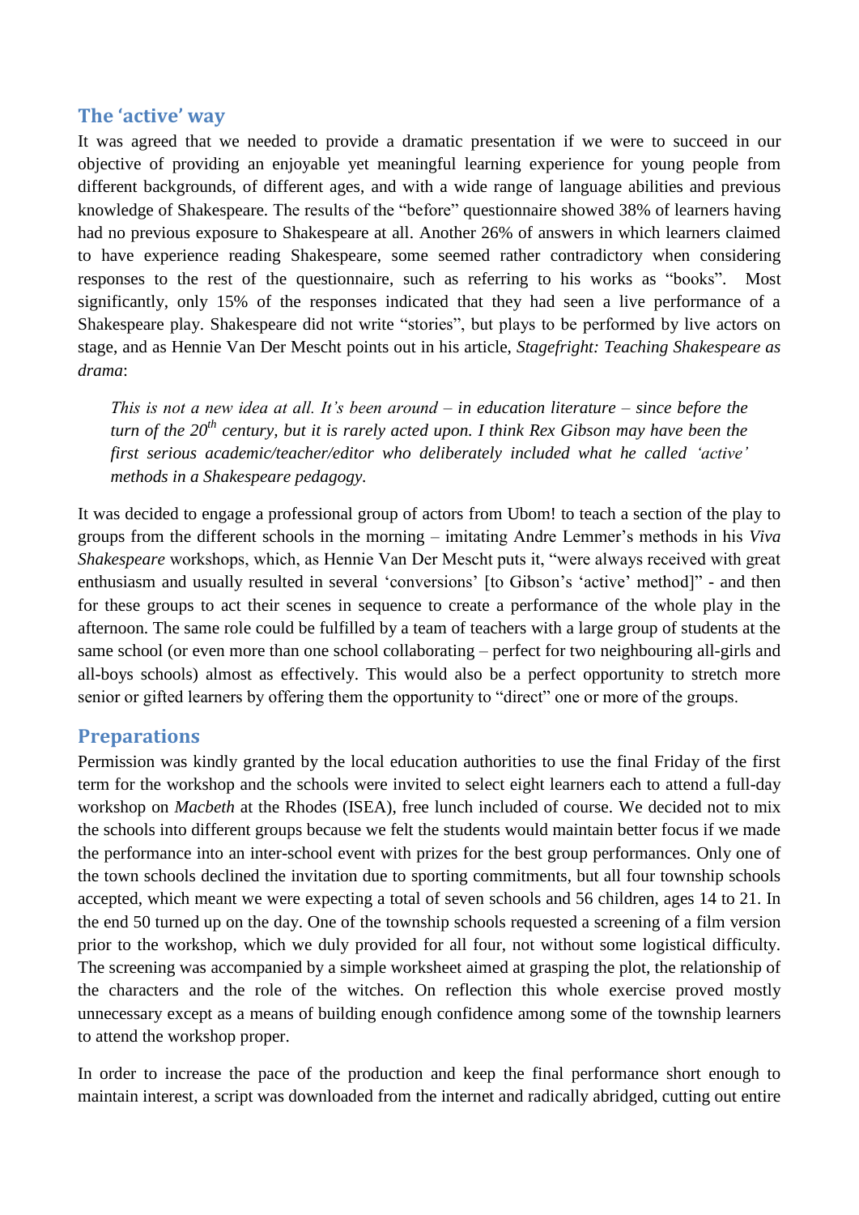## The 'active' way

It was agreed that we needed to provide a dramatic presentation if we were to succeed in our objective of providing an enjoyable yet meaningful learning experience for young people from different backgrounds, of different ages, and with a wide range of language abilities and previous knowledge of Shakespeare. The results of the "before" questionnaire showed 38% of learners having had no previous exposure to Shakespeare at all. Another 26% of answers in which learners claimed to have experience reading Shakespeare, some seemed rather contradictory when considering responses to the rest of the questionnaire, such as referring to his works as "books". Most significantly, only 15% of the responses indicated that they had seen a live performance of a Shakespeare play. Shakespeare did not write "stories", but plays to be performed by live actors on stage, and as Hennie Van Der Mescht points out in his article, *Stagefright: Teaching Shakespeare as drama*:

> *This is not a new idea at all. It's been around – in education literature – since before the turn of the 20th century, but it is rarely acted upon. I think Rex Gibson may have been the first serious academic/teacher/editor who deliberately included what he called 'active' methods in a Shakespeare pedagogy.*

It was decided to engage a professional group of actors from Ubom! to teach a section of the play to groups from the different schools in the morning – imitating Andre Lemmer's methods in his *Viva Shakespeare* workshops, which, as Hennie Van Der Mescht puts it, "were always received with great enthusiasm and usually resulted in several 'conversions' [to Gibson's 'active' method]" - and then for these groups to act their scenes in sequence to create a performance of the whole play in the afternoon. The same role could be fulfilled by a team of teachers with a large group of students at the same school (or even more than one school collaborating – perfect for two neighbouring all-girls and all-boys schools) almost as effectively. This would also be a perfect opportunity to stretch more senior or gifted learners by offering them the opportunity to "direct" one or more of the groups.

## Preparations

Permission was kindly granted by the local education authorities to use the final Friday of the first term for the workshop and the schools were invited to select eight learners each to attend a full-day workshop on *Macbeth* at the Rhodes (ISEA), free lunch included of course. We decided not to mix the schools into different groups because we felt the students would maintain better focus if we made the performance into an inter-school event with prizes for the best group performances. Only one of the town schools declined the invitation due to sporting commitments, but all four township schools accepted, which meant we were expecting a total of seven schools and 56 children, ages 14 to 21. In the end 50 turned up on the day. One of the township schools requested a screening of a film version prior to the workshop, which we duly provided for all four, not without some logistical difficulty. The screening was accompanied by a simple worksheet aimed at grasping the plot, the relationship of the characters and the role of the witches. On reflection this whole exercise proved mostly unnecessary except as a means of building enough confidence among some of the township learners to attend the workshop proper.

In order to increase the pace of the production and keep the final performance short enough to maintain interest, a script was downloaded from the internet and radically abridged, cutting out entire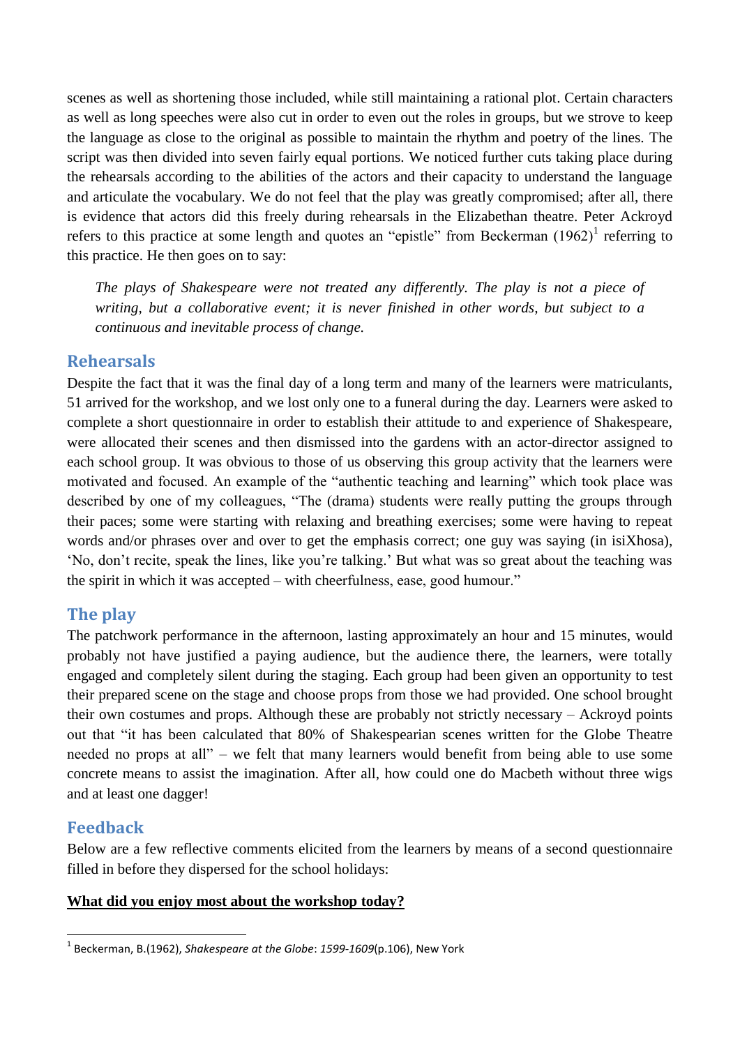scenes as well as shortening those included, while still maintaining a rational plot. Certain characters as well as long speeches were also cut in order to even out the roles in groups, but we strove to keep the language as close to the original as possible to maintain the rhythm and poetry of the lines. The script was then divided into seven fairly equal portions. We noticed further cuts taking place during the rehearsals according to the abilities of the actors and their capacity to understand the language and articulate the vocabulary. We do not feel that the play was greatly compromised; after all, there is evidence that actors did this freely during rehearsals in the Elizabethan theatre. Peter Ackroyd refers to this practice at some length and quotes an "epistle" from Beckerman (1962)[1] referring to this practice. He then goes on to say:

> *The plays of Shakespeare were not treated any differently. The play is not a piece of writing, but a collaborative event; it is never finished in other words, but subject to a continuous and inevitable process of change.*

## Rehearsals

Despite the fact that it was the final day of a long term and many of the learners were matriculants, 51 arrived for the workshop, and we lost only one to a funeral during the day. Learners were asked to complete a short questionnaire in order to establish their attitude to and experience of Shakespeare, were allocated their scenes and then dismissed into the gardens with an actor-director assigned to each school group. It was obvious to those of us observing this group activity that the learners were motivated and focused. An example of the "authentic teaching and learning" which took place was described by one of my colleagues, "The (drama) students were really putting the groups through their paces; some were starting with relaxing and breathing exercises; some were having to repeat words and/or phrases over and over to get the emphasis correct; one guy was saying (in isiXhosa), 'No, don't recite, speak the lines, like you're talking.' But what was so great about the teaching was the spirit in which it was accepted – with cheerfulness, ease, good humour."

## The play

The patchwork performance in the afternoon, lasting approximately an hour and 15 minutes, would probably not have justified a paying audience, but the audience there, the learners, were totally engaged and completely silent during the staging. Each group had been given an opportunity to test their prepared scene on the stage and choose props from those we had provided. One school brought their own costumes and props. Although these are probably not strictly necessary – Ackroyd points out that "it has been calculated that 80% of Shakespearian scenes written for the Globe Theatre needed no props at all" – we felt that many learners would benefit from being able to use some concrete means to assist the imagination. After all, how could one do Macbeth without three wigs and at least one dagger!

## Feedback

Below are a few reflective comments elicited from the learners by means of a second questionnaire filled in before they dispersed for the school holidays:

**<u>What did you enjoy most about the workshop today?</u>**

---

[1] Beckerman, B.(1962), *Shakespeare at the Globe*: *1599-1609*(p.106), New York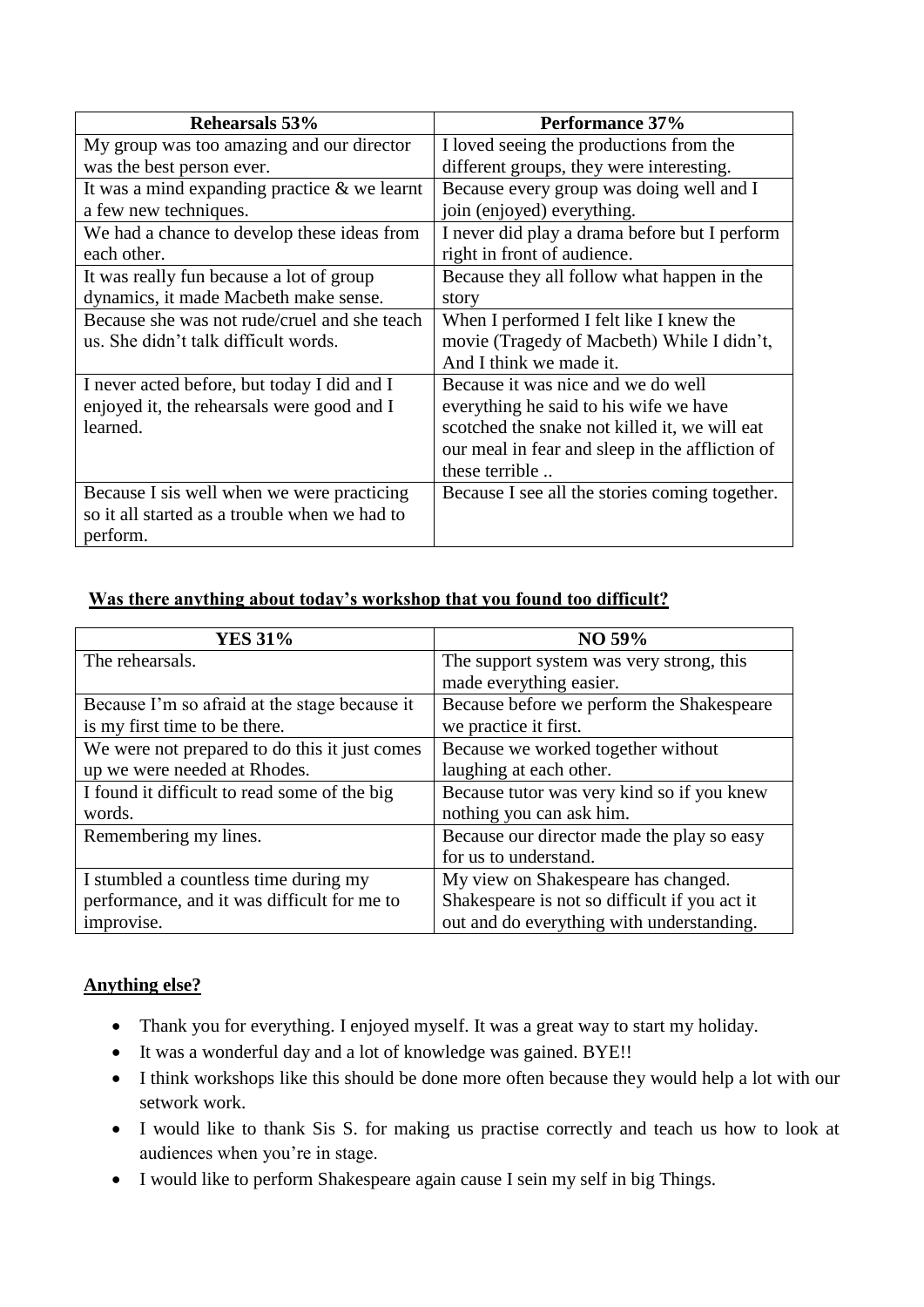| Rehearsals 53% | Performance 37% |
| --- | --- |
| My group was too amazing and our director was the best person ever. | I loved seeing the productions from the different groups, they were interesting. |
| It was a mind expanding practice & we learnt a few new techniques. | Because every group was doing well and I join (enjoyed) everything. |
| We had a chance to develop these ideas from each other. | I never did play a drama before but I perform right in front of audience. |
| It was really fun because a lot of group dynamics, it made Macbeth make sense. | Because they all follow what happen in the story |
| Because she was not rude/cruel and she teach us. She didn't talk difficult words. | When I performed I felt like I knew the movie (Tragedy of Macbeth) While I didn't, And I think we made it. |
| I never acted before, but today I did and I enjoyed it, the rehearsals were good and I learned. | Because it was nice and we do well everything he said to his wife we have scotched the snake not killed it, we will eat our meal in fear and sleep in the affliction of these terrible .. |
| Because I sis well when we were practicing so it all started as a trouble when we had to perform. | Because I see all the stories coming together. |

**Was there anything about today's workshop that you found too difficult?**

| YES 31% | NO 59% |
| --- | --- |
| The rehearsals. | The support system was very strong, this made everything easier. |
| Because I'm so afraid at the stage because it is my first time to be there. | Because before we perform the Shakespeare we practice it first. |
| We were not prepared to do this it just comes up we were needed at Rhodes. | Because we worked together without laughing at each other. |
| I found it difficult to read some of the big words. | Because tutor was very kind so if you knew nothing you can ask him. |
| Remembering my lines. | Because our director made the play so easy for us to understand. |
| I stumbled a countless time during my performance, and it was difficult for me to improvise. | My view on Shakespeare has changed. Shakespeare is not so difficult if you act it out and do everything with understanding. |

**Anything else?**

- Thank you for everything. I enjoyed myself. It was a great way to start my holiday.
- It was a wonderful day and a lot of knowledge was gained. BYE!!
- I think workshops like this should be done more often because they would help a lot with our setwork work.
- I would like to thank Sis S. for making us practise correctly and teach us how to look at audiences when you're in stage.
- I would like to perform Shakespeare again cause I sein my self in big Things.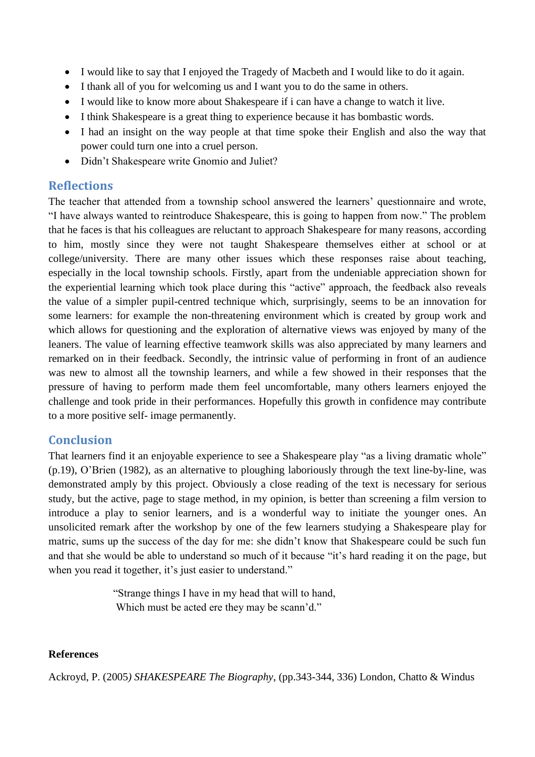- I would like to say that I enjoyed the Tragedy of Macbeth and I would like to do it again.
- I thank all of you for welcoming us and I want you to do the same in others.
- I would like to know more about Shakespeare if i can have a change to watch it live.
- I think Shakespeare is a great thing to experience because it has bombastic words.
- I had an insight on the way people at that time spoke their English and also the way that power could turn one into a cruel person.
- Didn't Shakespeare write Gnomio and Juliet?

## Reflections

The teacher that attended from a township school answered the learners' questionnaire and wrote, "I have always wanted to reintroduce Shakespeare, this is going to happen from now." The problem that he faces is that his colleagues are reluctant to approach Shakespeare for many reasons, according to him, mostly since they were not taught Shakespeare themselves either at school or at college/university. There are many other issues which these responses raise about teaching, especially in the local township schools. Firstly, apart from the undeniable appreciation shown for the experiential learning which took place during this "active" approach, the feedback also reveals the value of a simpler pupil-centred technique which, surprisingly, seems to be an innovation for some learners: for example the non-threatening environment which is created by group work and which allows for questioning and the exploration of alternative views was enjoyed by many of the leaners. The value of learning effective teamwork skills was also appreciated by many learners and remarked on in their feedback. Secondly, the intrinsic value of performing in front of an audience was new to almost all the township learners, and while a few showed in their responses that the pressure of having to perform made them feel uncomfortable, many others learners enjoyed the challenge and took pride in their performances. Hopefully this growth in confidence may contribute to a more positive self- image permanently.

## Conclusion

That learners find it an enjoyable experience to see a Shakespeare play "as a living dramatic whole" (p.19), O'Brien (1982), as an alternative to ploughing laboriously through the text line-by-line, was demonstrated amply by this project. Obviously a close reading of the text is necessary for serious study, but the active, page to stage method, in my opinion, is better than screening a film version to introduce a play to senior learners, and is a wonderful way to initiate the younger ones. An unsolicited remark after the workshop by one of the few learners studying a Shakespeare play for matric, sums up the success of the day for me: she didn't know that Shakespeare could be such fun and that she would be able to understand so much of it because "it's hard reading it on the page, but when you read it together, it's just easier to understand."

> "Strange things I have in my head that will to hand,
> Which must be acted ere they may be scann'd."

**References**

Ackroyd, P. (2005) *SHAKESPEARE The Biography*, (pp.343-344, 336) London, Chatto & Windus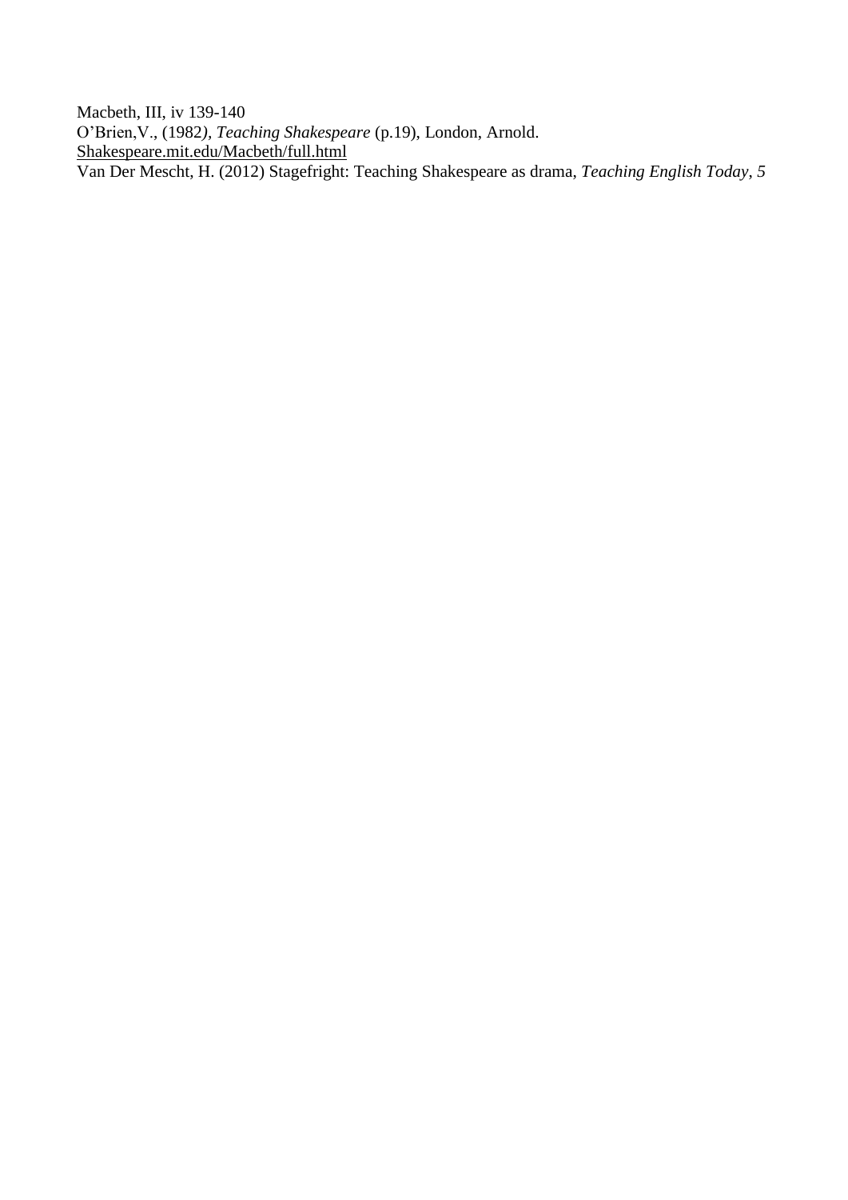Macbeth, III, iv 139-140

O'Brien,V., (1982*), Teaching Shakespeare* (p.19), London, Arnold.

Shakespeare.mit.edu/Macbeth/full.html

Van Der Mescht, H. (2012) Stagefright: Teaching Shakespeare as drama, *Teaching English Today, 5*